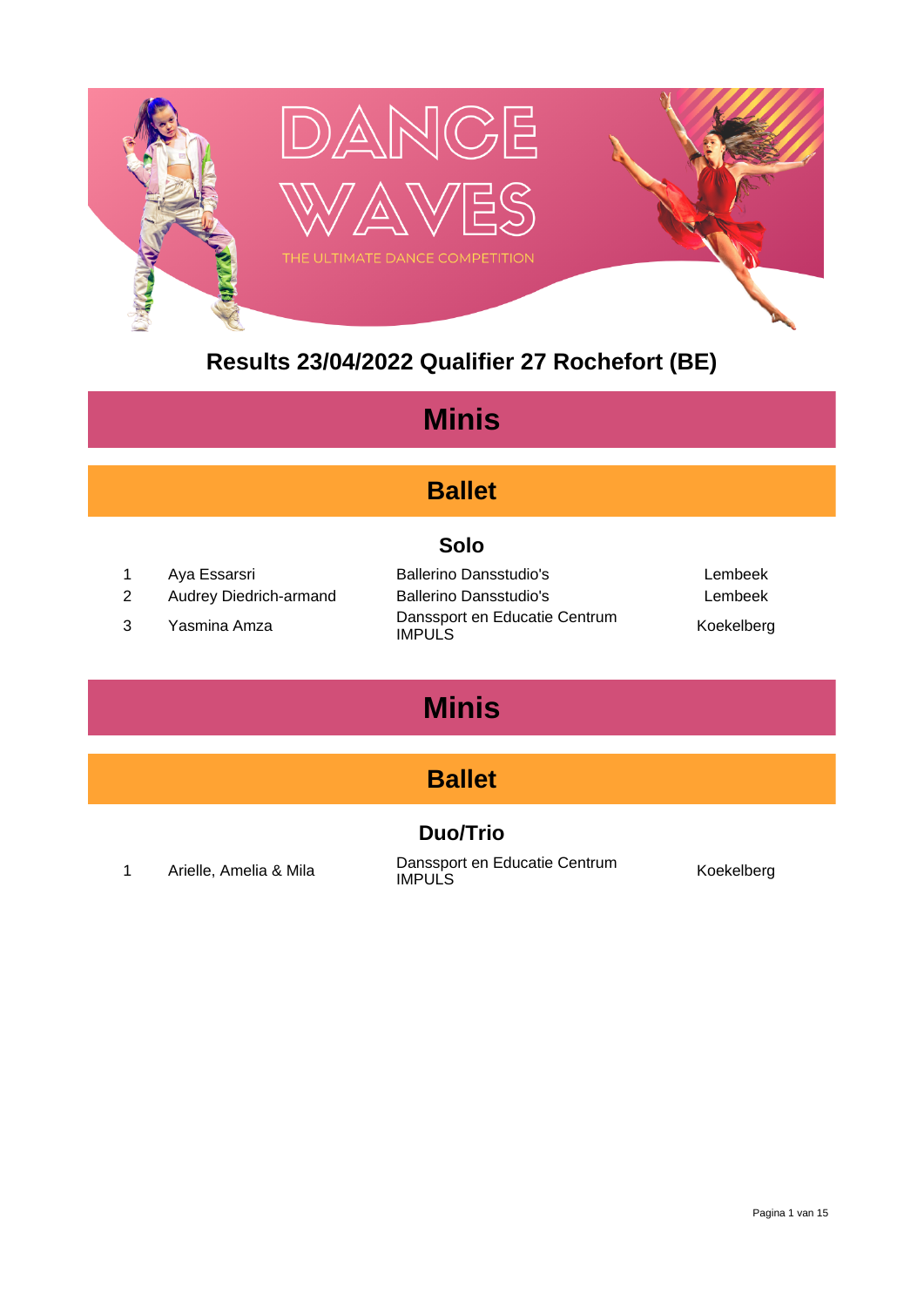DANCE WAVES

THE ULTIMATE DANCE COMPETITION

# Results 23/04/2022 Qualifier 27 Rochefort (BE)

## Minis

### Ballet

#### Solo

| | | | |
|---|---|---|---|
| 1 | Aya Essarsri | Ballerino Dansstudio's | Lembeek |
| 2 | Audrey Diedrich-armand | Ballerino Dansstudio's | Lembeek |
| 3 | Yasmina Amza | Danssport en Educatie Centrum IMPULS | Koekelberg |

## Minis

### Ballet

#### Duo/Trio

| | | | |
|---|---|---|---|
| 1 | Arielle, Amelia & Mila | Danssport en Educatie Centrum IMPULS | Koekelberg |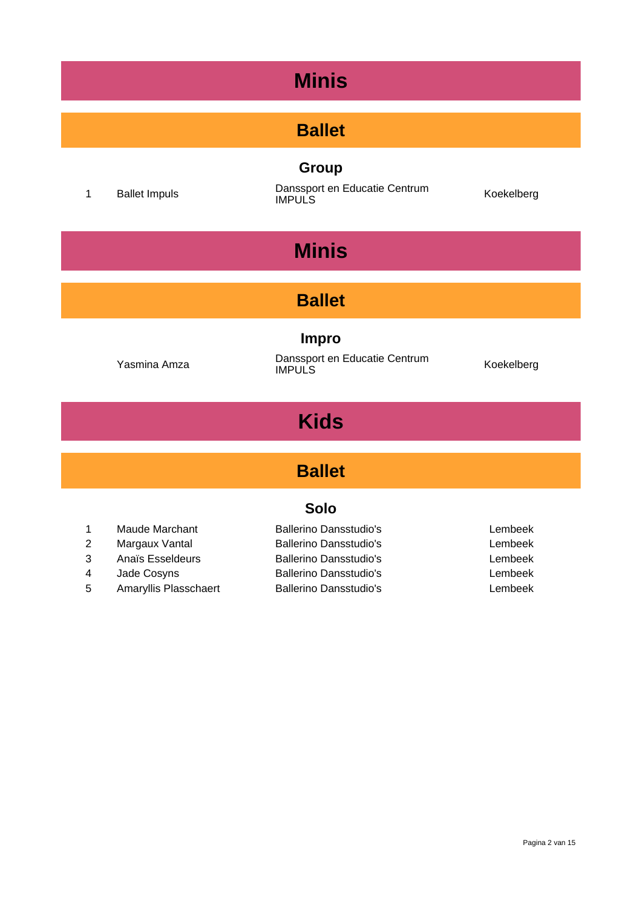# Minis

## Ballet

### Group

| | | | |
|---|---|---|---|
| 1 | Ballet Impuls | Danssport en Educatie Centrum IMPULS | Koekelberg |

# Minis

## Ballet

### Impro

| | | | |
|---|---|---|---|
| | Yasmina Amza | Danssport en Educatie Centrum IMPULS | Koekelberg |

# Kids

## Ballet

### Solo

| | | | |
|---|---|---|---|
| 1 | Maude Marchant | Ballerino Dansstudio's | Lembeek |
| 2 | Margaux Vantal | Ballerino Dansstudio's | Lembeek |
| 3 | Anaïs Esseldeurs | Ballerino Dansstudio's | Lembeek |
| 4 | Jade Cosyns | Ballerino Dansstudio's | Lembeek |
| 5 | Amaryllis Plasschaert | Ballerino Dansstudio's | Lembeek |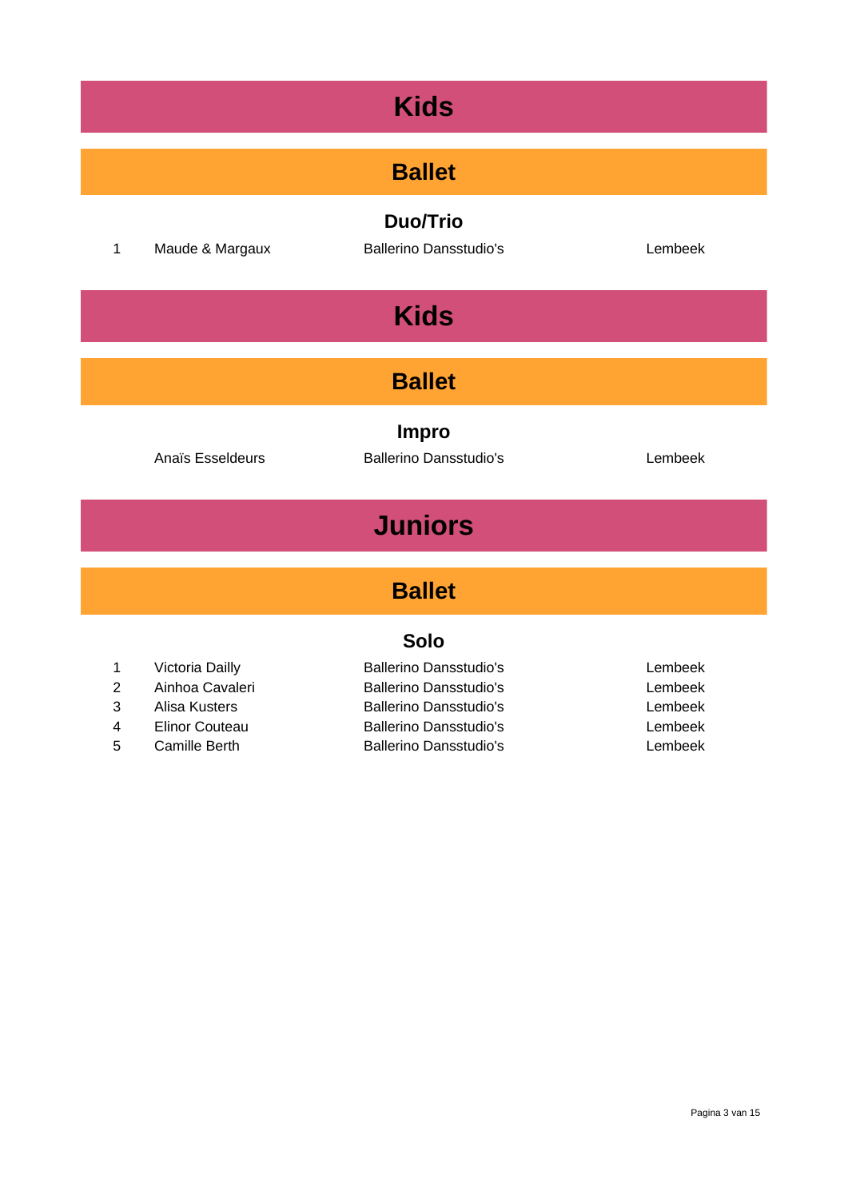# Kids

## Ballet

### Duo/Trio

| | | | |
|---|---|---|---|
| 1 | Maude & Margaux | Ballerino Dansstudio's | Lembeek |

# Kids

## Ballet

### Impro

| | | | |
|---|---|---|---|
| | Anaïs Esseldeurs | Ballerino Dansstudio's | Lembeek |

# Juniors

## Ballet

### Solo

| | | | |
|---|---|---|---|
| 1 | Victoria Dailly | Ballerino Dansstudio's | Lembeek |
| 2 | Ainhoa Cavaleri | Ballerino Dansstudio's | Lembeek |
| 3 | Alisa Kusters | Ballerino Dansstudio's | Lembeek |
| 4 | Elinor Couteau | Ballerino Dansstudio's | Lembeek |
| 5 | Camille Berth | Ballerino Dansstudio's | Lembeek |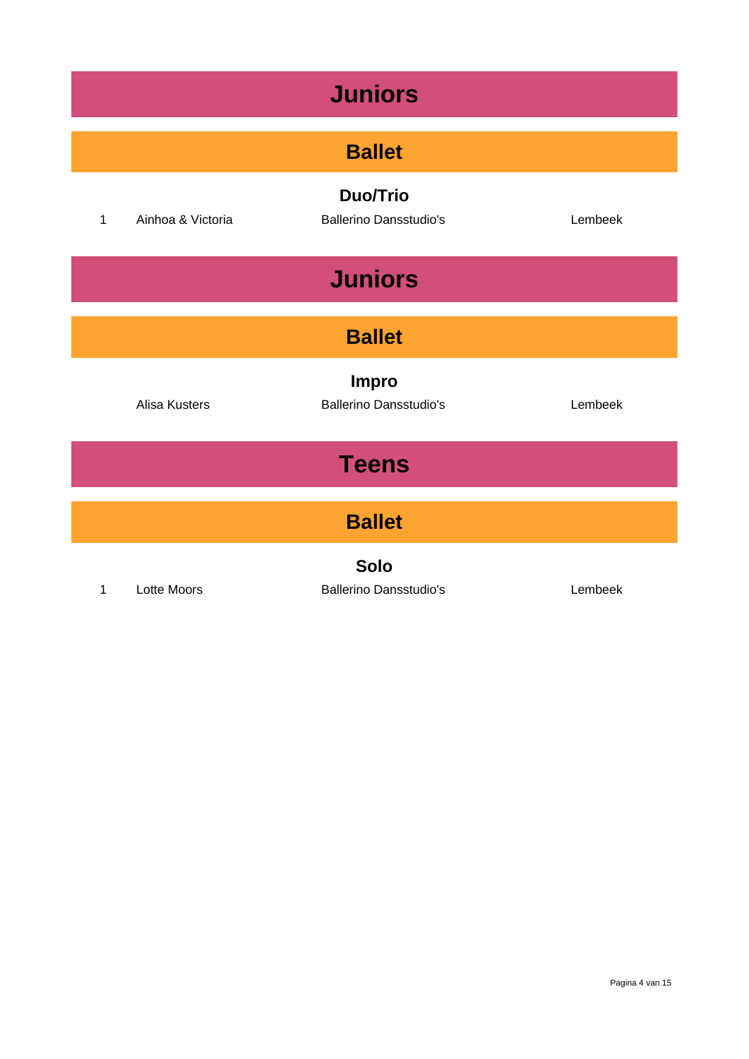# Juniors

## Ballet

### Duo/Trio

| | | | |
|---|---|---|---|
| 1 | Ainhoa & Victoria | Ballerino Dansstudio's | Lembeek |

# Juniors

## Ballet

### Impro

| | | | |
|---|---|---|---|
| | Alisa Kusters | Ballerino Dansstudio's | Lembeek |

# Teens

## Ballet

### Solo

| | | | |
|---|---|---|---|
| 1 | Lotte Moors | Ballerino Dansstudio's | Lembeek |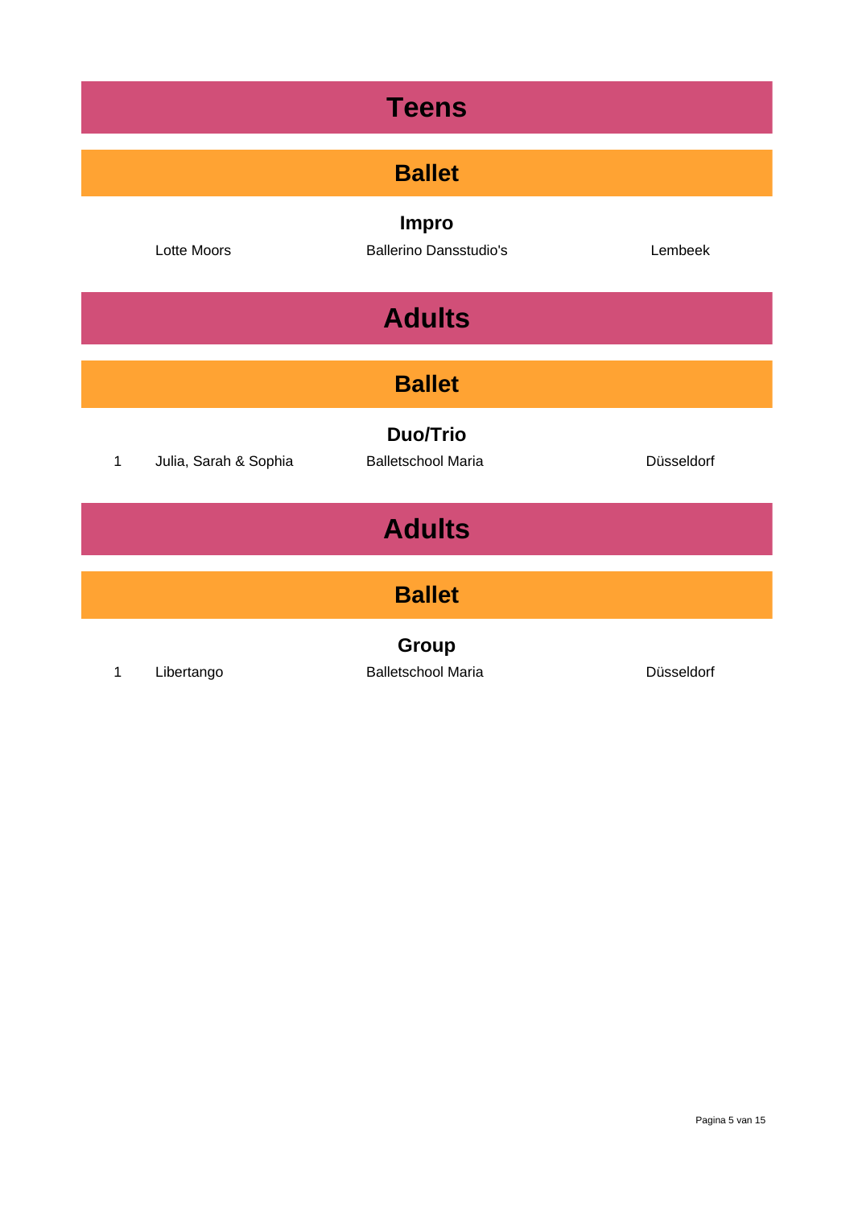# Teens

## Ballet

### Impro

| | | | |
|---|---|---|---|
| | Lotte Moors | Ballerino Dansstudio's | Lembeek |

# Adults

## Ballet

### Duo/Trio

| | | | |
|---|---|---|---|
| 1 | Julia, Sarah & Sophia | Balletschool Maria | Düsseldorf |

# Adults

## Ballet

### Group

| | | | |
|---|---|---|---|
| 1 | Libertango | Balletschool Maria | Düsseldorf |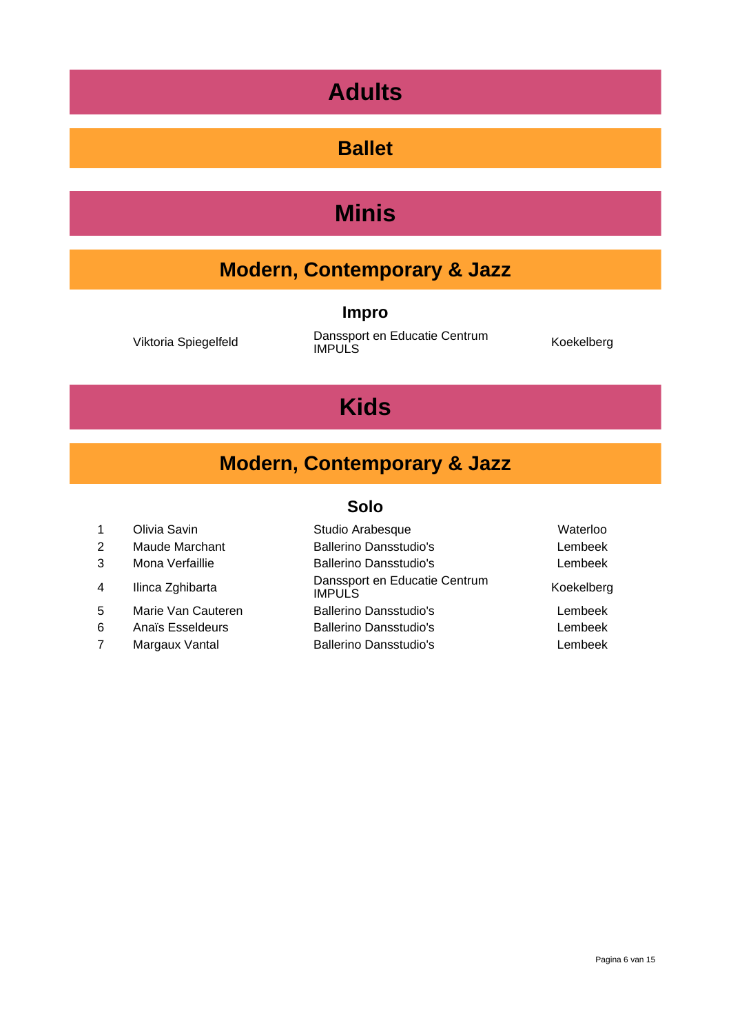# Adults

## Ballet

# Minis

## Modern, Contemporary & Jazz

### Impro

| Name | School | City |
| --- | --- | --- |
| Viktoria Spiegelfeld | Danssport en Educatie Centrum IMPULS | Koekelberg |

# Kids

## Modern, Contemporary & Jazz

### Solo

| Rank | Name | School | City |
| --- | --- | --- | --- |
| 1 | Olivia Savin | Studio Arabesque | Waterloo |
| 2 | Maude Marchant | Ballerino Dansstudio's | Lembeek |
| 3 | Mona Verfaillie | Ballerino Dansstudio's | Lembeek |
| 4 | Ilinca Zghibarta | Danssport en Educatie Centrum IMPULS | Koekelberg |
| 5 | Marie Van Cauteren | Ballerino Dansstudio's | Lembeek |
| 6 | Anaïs Esseldeurs | Ballerino Dansstudio's | Lembeek |
| 7 | Margaux Vantal | Ballerino Dansstudio's | Lembeek |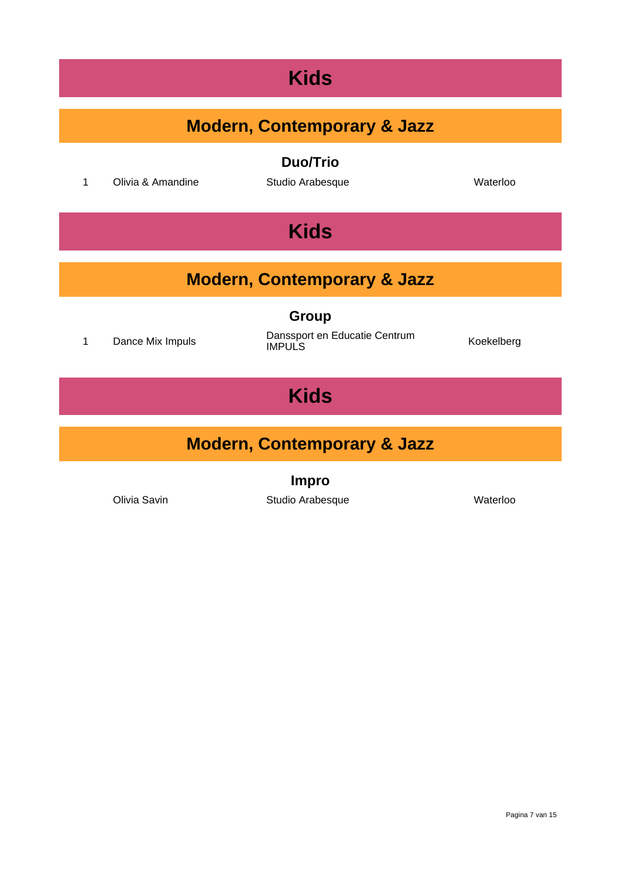# Kids

## Modern, Contemporary & Jazz

### Duo/Trio

| | | | |
|---|---|---|---|
| 1 | Olivia & Amandine | Studio Arabesque | Waterloo |

# Kids

## Modern, Contemporary & Jazz

### Group

| | | | |
|---|---|---|---|
| 1 | Dance Mix Impuls | Danssport en Educatie Centrum IMPULS | Koekelberg |

# Kids

## Modern, Contemporary & Jazz

### Impro

| | | | |
|---|---|---|---|
| | Olivia Savin | Studio Arabesque | Waterloo |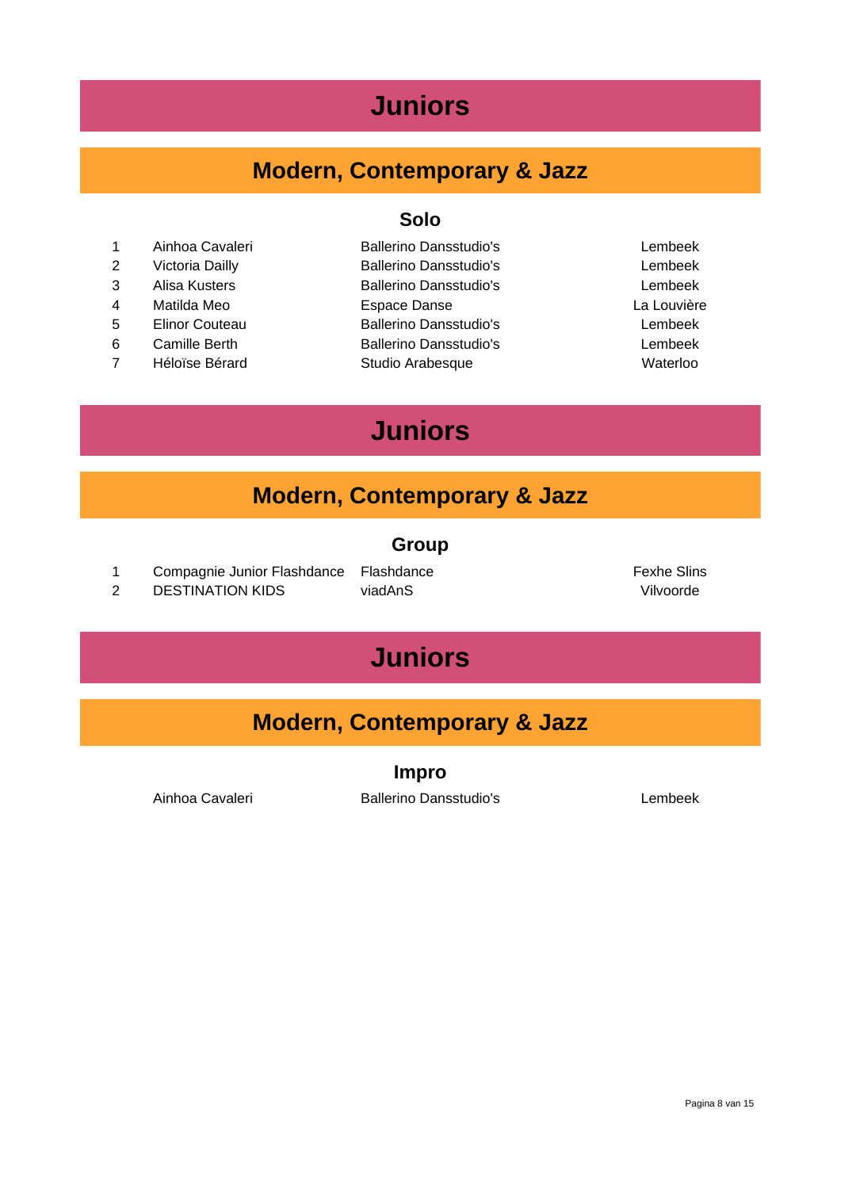# Juniors

## Modern, Contemporary & Jazz

### Solo

| | | | |
|---|---|---|---|
| 1 | Ainhoa Cavaleri | Ballerino Dansstudio's | Lembeek |
| 2 | Victoria Dailly | Ballerino Dansstudio's | Lembeek |
| 3 | Alisa Kusters | Ballerino Dansstudio's | Lembeek |
| 4 | Matilda Meo | Espace Danse | La Louvière |
| 5 | Elinor Couteau | Ballerino Dansstudio's | Lembeek |
| 6 | Camille Berth | Ballerino Dansstudio's | Lembeek |
| 7 | Héloïse Bérard | Studio Arabesque | Waterloo |

# Juniors

## Modern, Contemporary & Jazz

### Group

| | | | |
|---|---|---|---|
| 1 | Compagnie Junior Flashdance | Flashdance | Fexhe Slins |
| 2 | DESTINATION KIDS | viadAnS | Vilvoorde |

# Juniors

## Modern, Contemporary & Jazz

### Impro

| | | |
|---|---|---|
| Ainhoa Cavaleri | Ballerino Dansstudio's | Lembeek |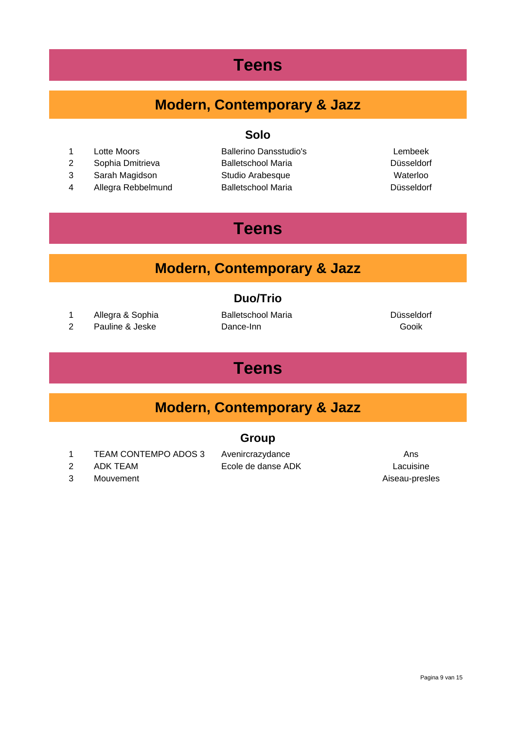# Teens

## Modern, Contemporary & Jazz

### Solo

| | | | |
|---|---|---|---|
| 1 | Lotte Moors | Ballerino Dansstudio's | Lembeek |
| 2 | Sophia Dmitrieva | Balletschool Maria | Düsseldorf |
| 3 | Sarah Magidson | Studio Arabesque | Waterloo |
| 4 | Allegra Rebbelmund | Balletschool Maria | Düsseldorf |

# Teens

## Modern, Contemporary & Jazz

### Duo/Trio

| | | | |
|---|---|---|---|
| 1 | Allegra & Sophia | Balletschool Maria | Düsseldorf |
| 2 | Pauline & Jeske | Dance-Inn | Gooik |

# Teens

## Modern, Contemporary & Jazz

### Group

| | | | |
|---|---|---|---|
| 1 | TEAM CONTEMPO ADOS 3 | Avenircrazydance | Ans |
| 2 | ADK TEAM | Ecole de danse ADK | Lacuisine |
| 3 | Mouvement | | Aiseau-presles |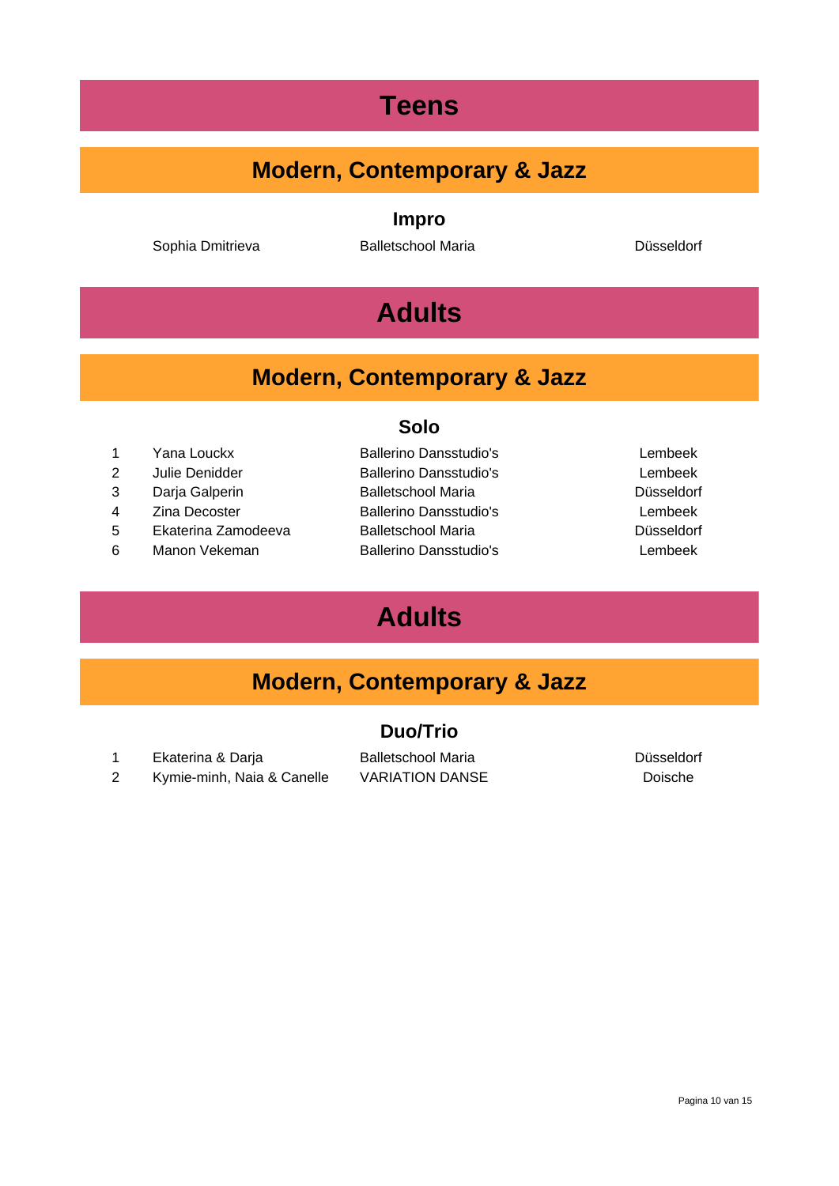# Teens

## Modern, Contemporary & Jazz

### Impro

| | | | |
|---|---|---|---|
| | Sophia Dmitrieva | Balletschool Maria | Düsseldorf |

# Adults

## Modern, Contemporary & Jazz

### Solo

| | | | |
|---|---|---|---|
| 1 | Yana Louckx | Ballerino Dansstudio's | Lembeek |
| 2 | Julie Denidder | Ballerino Dansstudio's | Lembeek |
| 3 | Darja Galperin | Balletschool Maria | Düsseldorf |
| 4 | Zina Decoster | Ballerino Dansstudio's | Lembeek |
| 5 | Ekaterina Zamodeeva | Balletschool Maria | Düsseldorf |
| 6 | Manon Vekeman | Ballerino Dansstudio's | Lembeek |

# Adults

## Modern, Contemporary & Jazz

### Duo/Trio

| | | | |
|---|---|---|---|
| 1 | Ekaterina & Darja | Balletschool Maria | Düsseldorf |
| 2 | Kymie-minh, Naia & Canelle | VARIATION DANSE | Doische |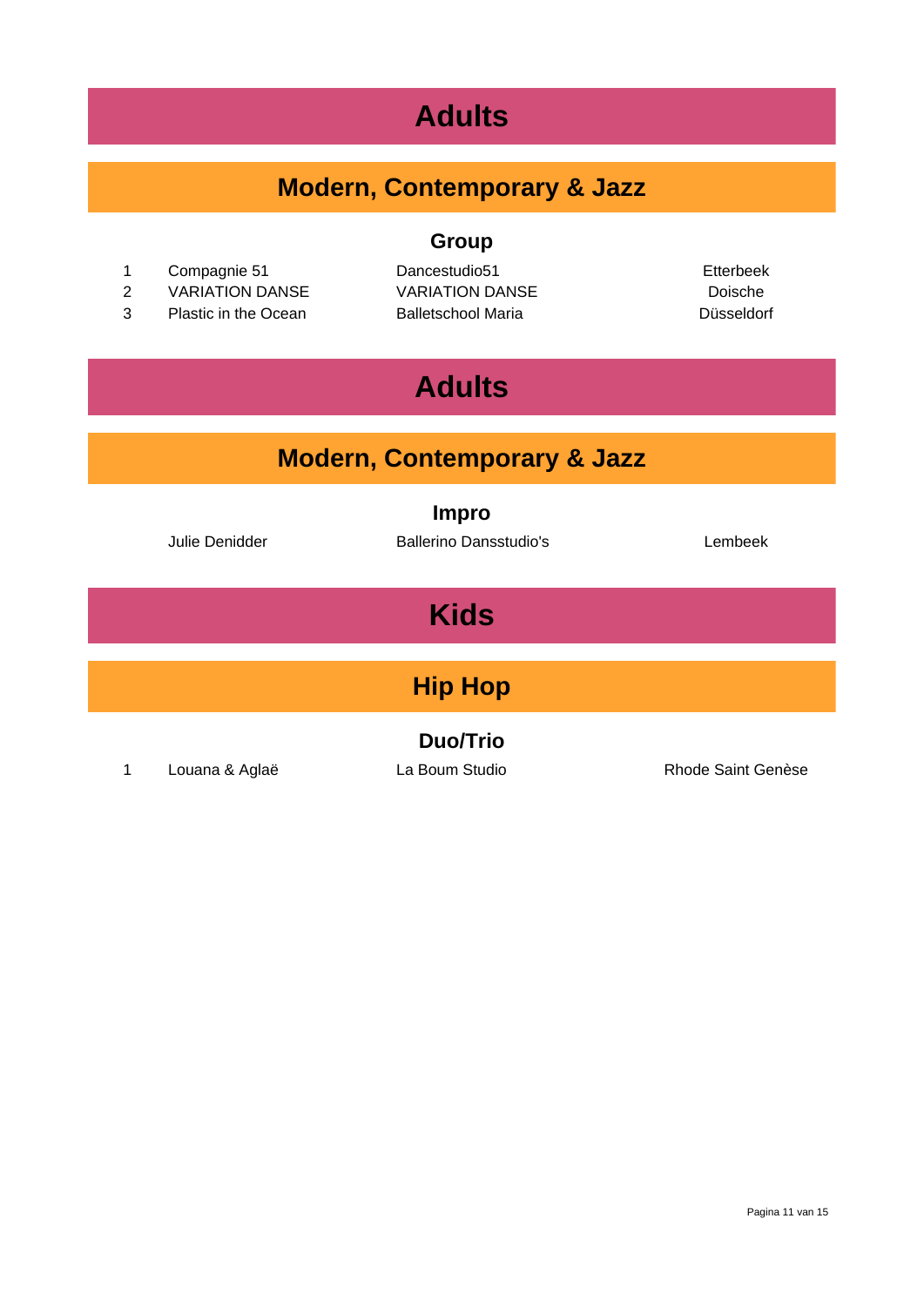# Adults

## Modern, Contemporary & Jazz

### Group

| | | | |
|---|---|---|---|
| 1 | Compagnie 51 | Dancestudio51 | Etterbeek |
| 2 | VARIATION DANSE | VARIATION DANSE | Doische |
| 3 | Plastic in the Ocean | Balletschool Maria | Düsseldorf |

# Adults

## Modern, Contemporary & Jazz

### Impro

| | | | |
|---|---|---|---|
| | Julie Denidder | Ballerino Dansstudio's | Lembeek |

# Kids

## Hip Hop

### Duo/Trio

| | | | |
|---|---|---|---|
| 1 | Louana & Aglaë | La Boum Studio | Rhode Saint Genèse |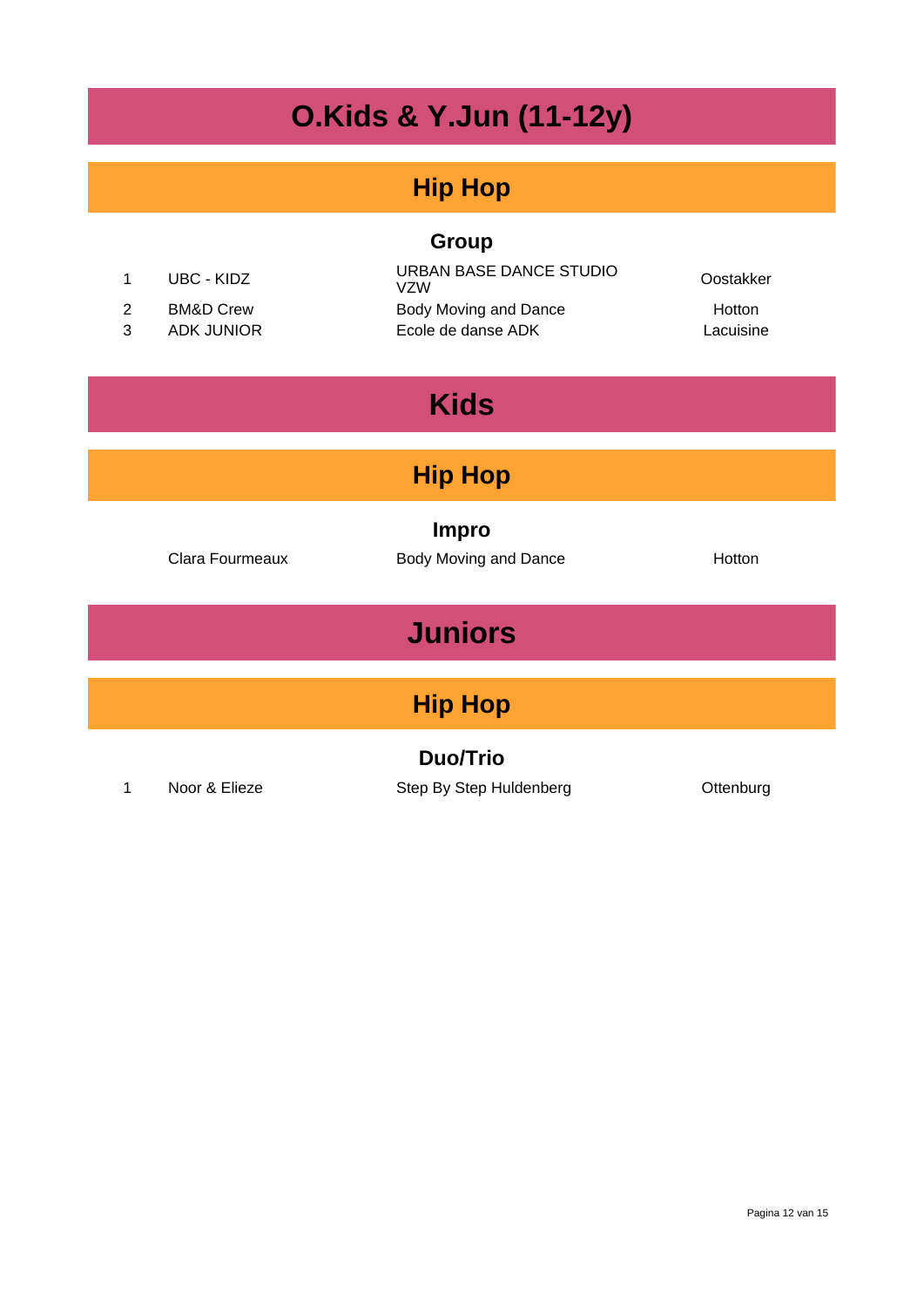# O.Kids & Y.Jun (11-12y)

## Hip Hop

### Group

| | | | |
|---|---|---|---|
| 1 | UBC - KIDZ | URBAN BASE DANCE STUDIO VZW | Oostakker |
| 2 | BM&D Crew | Body Moving and Dance | Hotton |
| 3 | ADK JUNIOR | Ecole de danse ADK | Lacuisine |

# Kids

## Hip Hop

### Impro

| | | | |
|---|---|---|---|
| | Clara Fourmeaux | Body Moving and Dance | Hotton |

# Juniors

## Hip Hop

### Duo/Trio

| | | | |
|---|---|---|---|
| 1 | Noor & Elieze | Step By Step Huldenberg | Ottenburg |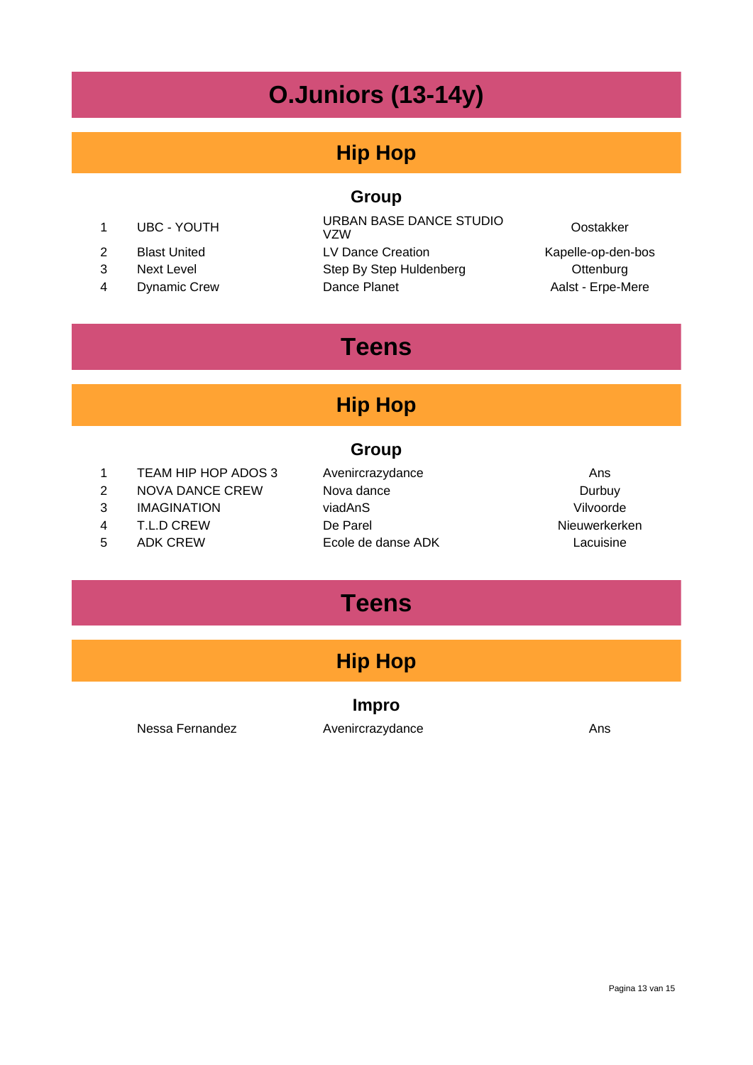# O.Juniors (13-14y)

## Hip Hop

### Group

| | | | |
|---|---|---|---|
| 1 | UBC - YOUTH | URBAN BASE DANCE STUDIO VZW | Oostakker |
| 2 | Blast United | LV Dance Creation | Kapelle-op-den-bos |
| 3 | Next Level | Step By Step Huldenberg | Ottenburg |
| 4 | Dynamic Crew | Dance Planet | Aalst - Erpe-Mere |

# Teens

## Hip Hop

### Group

| | | | |
|---|---|---|---|
| 1 | TEAM HIP HOP ADOS 3 | Avenircrazydance | Ans |
| 2 | NOVA DANCE CREW | Nova dance | Durbuy |
| 3 | IMAGINATION | viadAnS | Vilvoorde |
| 4 | T.L.D CREW | De Parel | Nieuwerkerken |
| 5 | ADK CREW | Ecole de danse ADK | Lacuisine |

# Teens

## Hip Hop

### Impro

| | | |
|---|---|---|
| Nessa Fernandez | Avenircrazydance | Ans |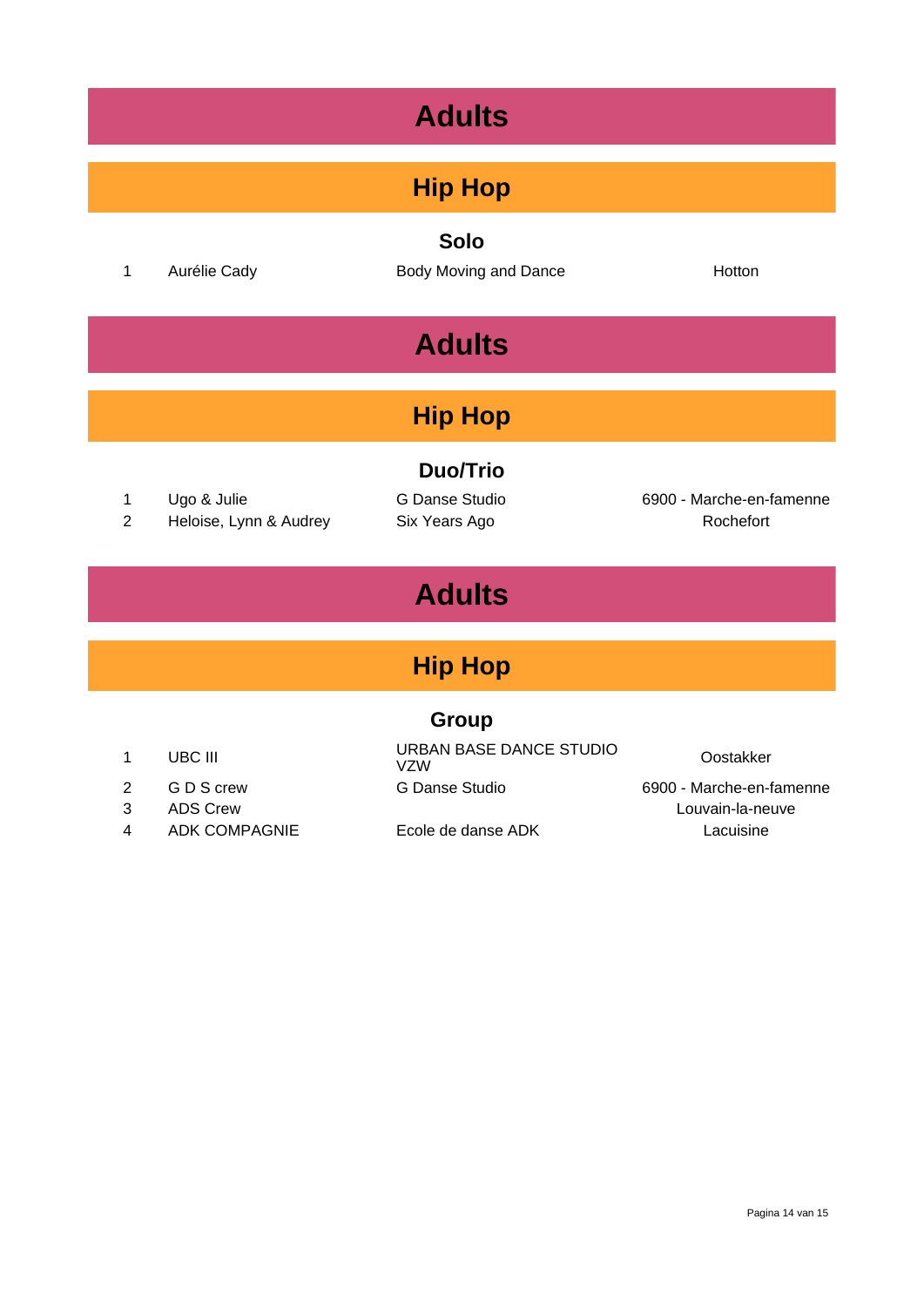# Adults

## Hip Hop

### Solo

| | | | |
|---|---|---|---|
| 1 | Aurélie Cady | Body Moving and Dance | Hotton |

# Adults

## Hip Hop

### Duo/Trio

| | | | |
|---|---|---|---|
| 1 | Ugo & Julie | G Danse Studio | 6900 - Marche-en-famenne |
| 2 | Heloise, Lynn & Audrey | Six Years Ago | Rochefort |

# Adults

## Hip Hop

### Group

| | | | |
|---|---|---|---|
| 1 | UBC III | URBAN BASE DANCE STUDIO VZW | Oostakker |
| 2 | G D S crew | G Danse Studio | 6900 - Marche-en-famenne |
| 3 | ADS Crew | | Louvain-la-neuve |
| 4 | ADK COMPAGNIE | Ecole de danse ADK | Lacuisine |